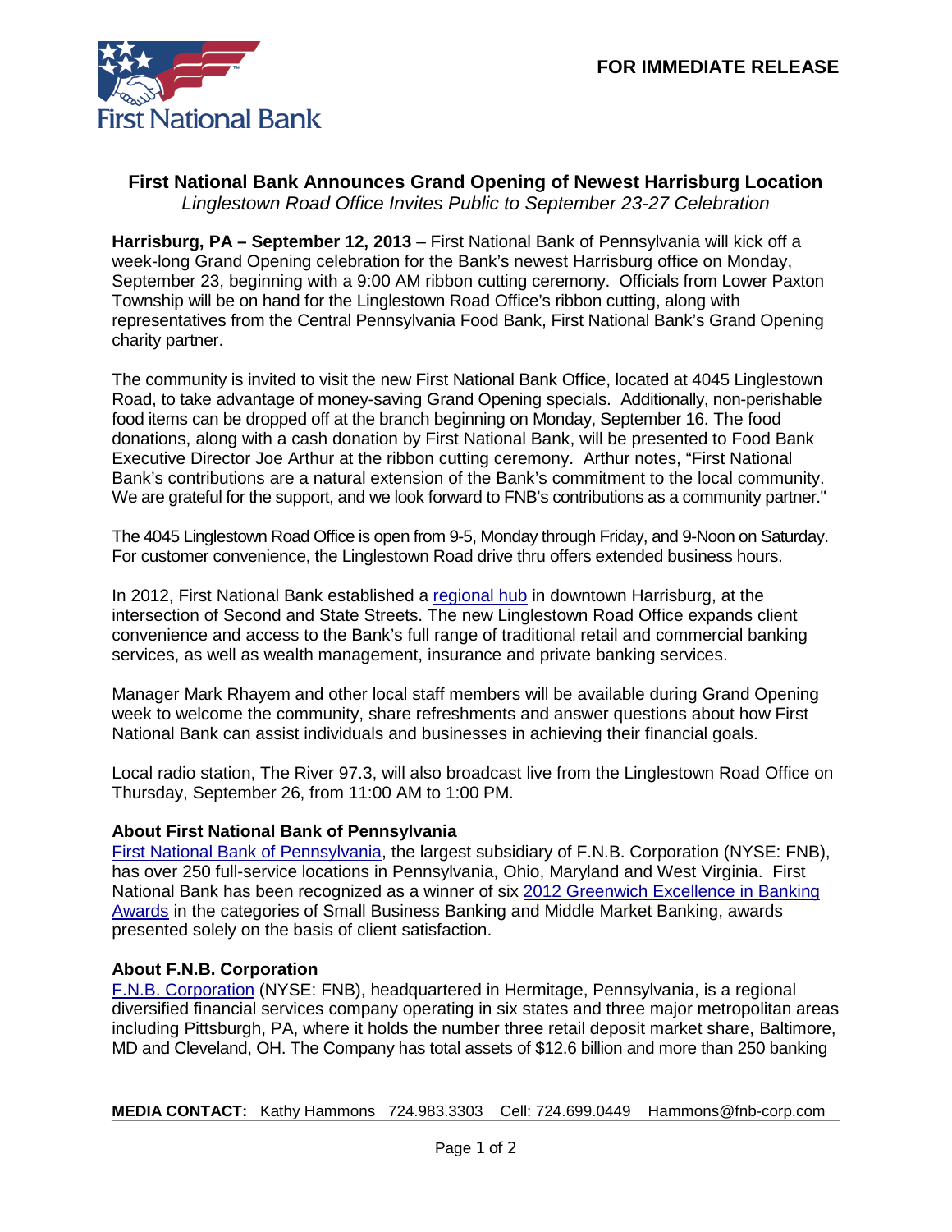First National Bank

**FOR IMMEDIATE RELEASE**

## First National Bank Announces Grand Opening of Newest Harrisburg Location

*Linglestown Road Office Invites Public to September 23-27 Celebration*

**Harrisburg, PA – September 12, 2013** – First National Bank of Pennsylvania will kick off a week-long Grand Opening celebration for the Bank's newest Harrisburg office on Monday, September 23, beginning with a 9:00 AM ribbon cutting ceremony. Officials from Lower Paxton Township will be on hand for the Linglestown Road Office's ribbon cutting, along with representatives from the Central Pennsylvania Food Bank, First National Bank's Grand Opening charity partner.

The community is invited to visit the new First National Bank Office, located at 4045 Linglestown Road, to take advantage of money-saving Grand Opening specials. Additionally, non-perishable food items can be dropped off at the branch beginning on Monday, September 16. The food donations, along with a cash donation by First National Bank, will be presented to Food Bank Executive Director Joe Arthur at the ribbon cutting ceremony. Arthur notes, "First National Bank's contributions are a natural extension of the Bank's commitment to the local community. We are grateful for the support, and we look forward to FNB's contributions as a community partner."

The 4045 Linglestown Road Office is open from 9-5, Monday through Friday, and 9-Noon on Saturday. For customer convenience, the Linglestown Road drive thru offers extended business hours.

In 2012, First National Bank established a regional hub in downtown Harrisburg, at the intersection of Second and State Streets. The new Linglestown Road Office expands client convenience and access to the Bank's full range of traditional retail and commercial banking services, as well as wealth management, insurance and private banking services.

Manager Mark Rhayem and other local staff members will be available during Grand Opening week to welcome the community, share refreshments and answer questions about how First National Bank can assist individuals and businesses in achieving their financial goals.

Local radio station, The River 97.3, will also broadcast live from the Linglestown Road Office on Thursday, September 26, from 11:00 AM to 1:00 PM.

### About First National Bank of Pennsylvania

First National Bank of Pennsylvania, the largest subsidiary of F.N.B. Corporation (NYSE: FNB), has over 250 full-service locations in Pennsylvania, Ohio, Maryland and West Virginia. First National Bank has been recognized as a winner of six 2012 Greenwich Excellence in Banking Awards in the categories of Small Business Banking and Middle Market Banking, awards presented solely on the basis of client satisfaction.

### About F.N.B. Corporation

F.N.B. Corporation (NYSE: FNB), headquartered in Hermitage, Pennsylvania, is a regional diversified financial services company operating in six states and three major metropolitan areas including Pittsburgh, PA, where it holds the number three retail deposit market share, Baltimore, MD and Cleveland, OH. The Company has total assets of $12.6 billion and more than 250 banking

**MEDIA CONTACT:** Kathy Hammons 724.983.3303 Cell: 724.699.0449 Hammons@fnb-corp.com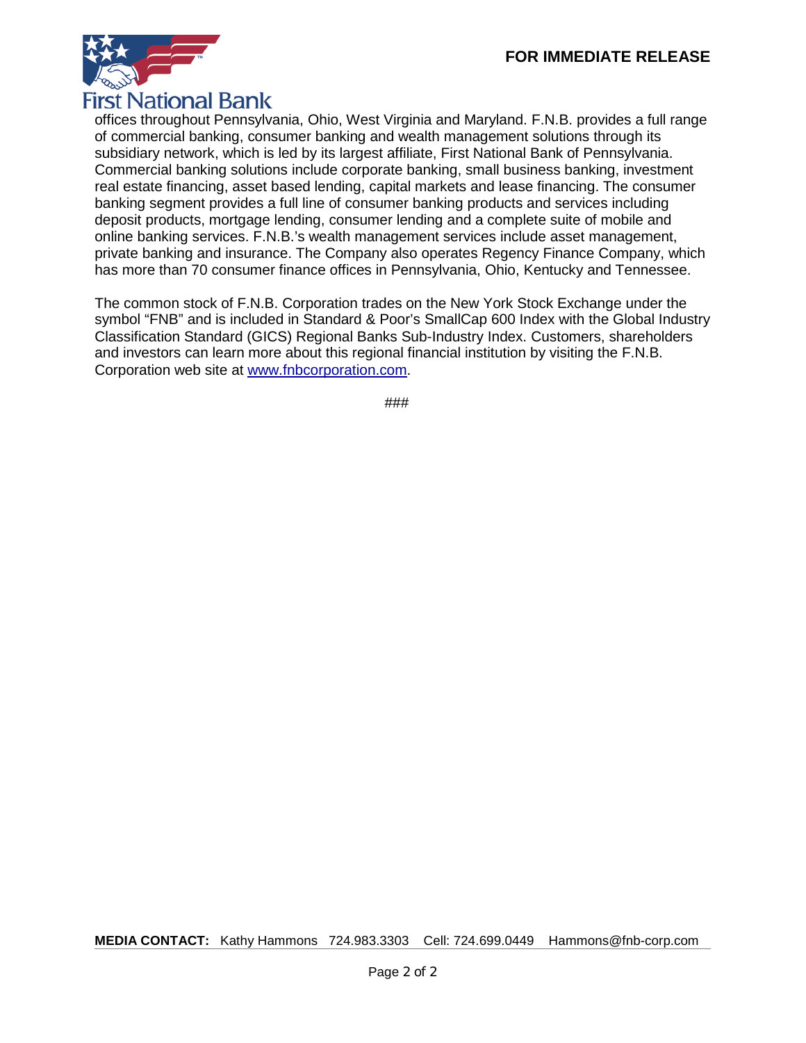offices throughout Pennsylvania, Ohio, West Virginia and Maryland. F.N.B. provides a full range of commercial banking, consumer banking and wealth management solutions through its subsidiary network, which is led by its largest affiliate, First National Bank of Pennsylvania. Commercial banking solutions include corporate banking, small business banking, investment real estate financing, asset based lending, capital markets and lease financing. The consumer banking segment provides a full line of consumer banking products and services including deposit products, mortgage lending, consumer lending and a complete suite of mobile and online banking services. F.N.B.'s wealth management services include asset management, private banking and insurance. The Company also operates Regency Finance Company, which has more than 70 consumer finance offices in Pennsylvania, Ohio, Kentucky and Tennessee.

The common stock of F.N.B. Corporation trades on the New York Stock Exchange under the symbol "FNB" and is included in Standard & Poor's SmallCap 600 Index with the Global Industry Classification Standard (GICS) Regional Banks Sub-Industry Index. Customers, shareholders and investors can learn more about this regional financial institution by visiting the F.N.B. Corporation web site at www.fnbcorporation.com.

###

**MEDIA CONTACT:** Kathy Hammons 724.983.3303 Cell: 724.699.0449 Hammons@fnb-corp.com